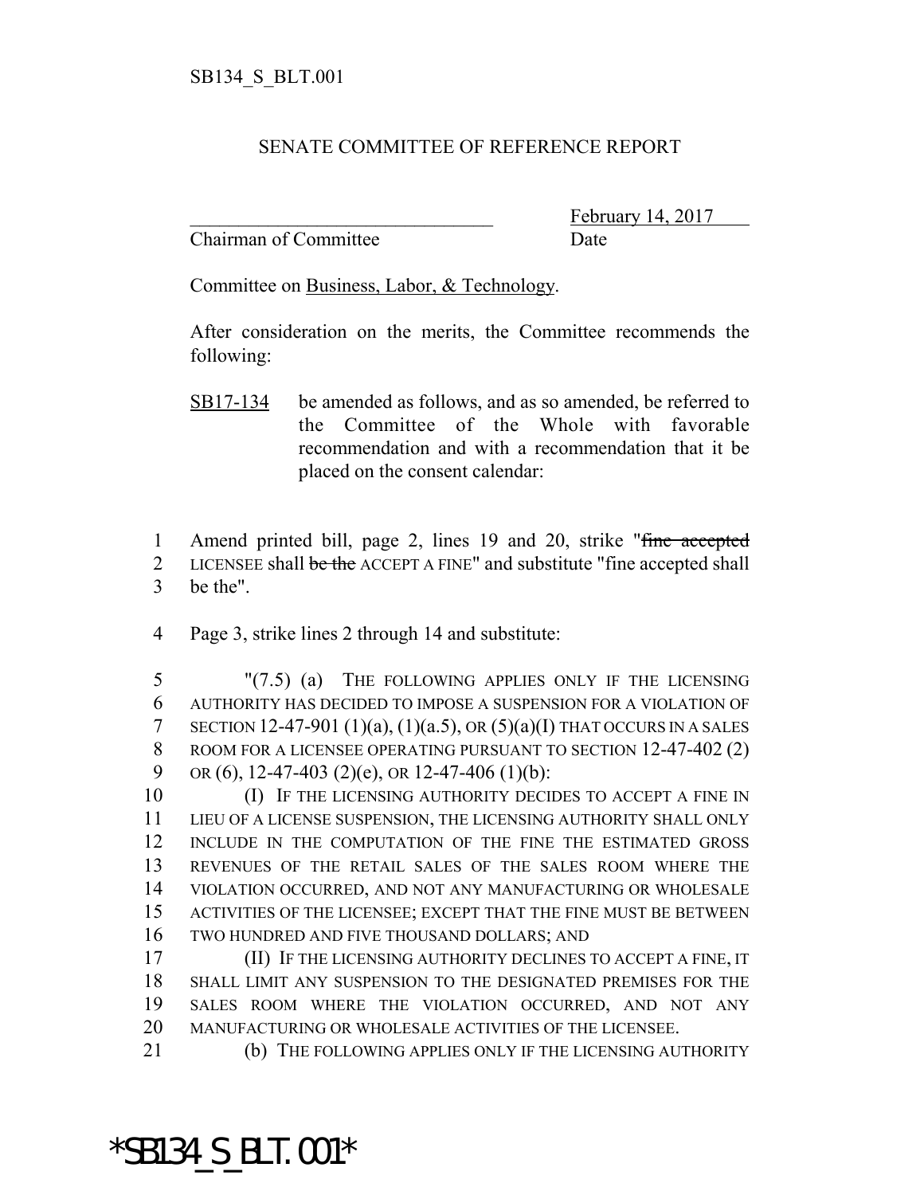SB134_S_BLT.001

SENATE COMMITTEE OF REFERENCE REPORT

\_\_\_\_\_\_\_\_\_\_\_\_\_\_\_\_\_\_\_\_\_\_\_\_\_\_\_\_\_\_\_\_ February 14, 2017

Chairman of Committee Date

Committee on Business, Labor, & Technology.

After consideration on the merits, the Committee recommends the following:

SB17-134 be amended as follows, and as so amended, be referred to the Committee of the Whole with favorable recommendation and with a recommendation that it be placed on the consent calendar:

1 Amend printed bill, page 2, lines 19 and 20, strike "~~fine accepted~~
2 LICENSEE shall ~~be the~~ ACCEPT A FINE" and substitute "fine accepted shall
3 be the".

4 Page 3, strike lines 2 through 14 and substitute:

5 "(7.5) (a) THE FOLLOWING APPLIES ONLY IF THE LICENSING
6 AUTHORITY HAS DECIDED TO IMPOSE A SUSPENSION FOR A VIOLATION OF
7 SECTION 12-47-901 (1)(a), (1)(a.5), OR (5)(a)(I) THAT OCCURS IN A SALES
8 ROOM FOR A LICENSEE OPERATING PURSUANT TO SECTION 12-47-402 (2)
9 OR (6), 12-47-403 (2)(e), OR 12-47-406 (1)(b):

10 (I) IF THE LICENSING AUTHORITY DECIDES TO ACCEPT A FINE IN
11 LIEU OF A LICENSE SUSPENSION, THE LICENSING AUTHORITY SHALL ONLY
12 INCLUDE IN THE COMPUTATION OF THE FINE THE ESTIMATED GROSS
13 REVENUES OF THE RETAIL SALES OF THE SALES ROOM WHERE THE
14 VIOLATION OCCURRED, AND NOT ANY MANUFACTURING OR WHOLESALE
15 ACTIVITIES OF THE LICENSEE; EXCEPT THAT THE FINE MUST BE BETWEEN
16 TWO HUNDRED AND FIVE THOUSAND DOLLARS; AND

17 (II) IF THE LICENSING AUTHORITY DECLINES TO ACCEPT A FINE, IT
18 SHALL LIMIT ANY SUSPENSION TO THE DESIGNATED PREMISES FOR THE
19 SALES ROOM WHERE THE VIOLATION OCCURRED, AND NOT ANY
20 MANUFACTURING OR WHOLESALE ACTIVITIES OF THE LICENSEE.

21 (b) THE FOLLOWING APPLIES ONLY IF THE LICENSING AUTHORITY

*SB134_S_BLT.001*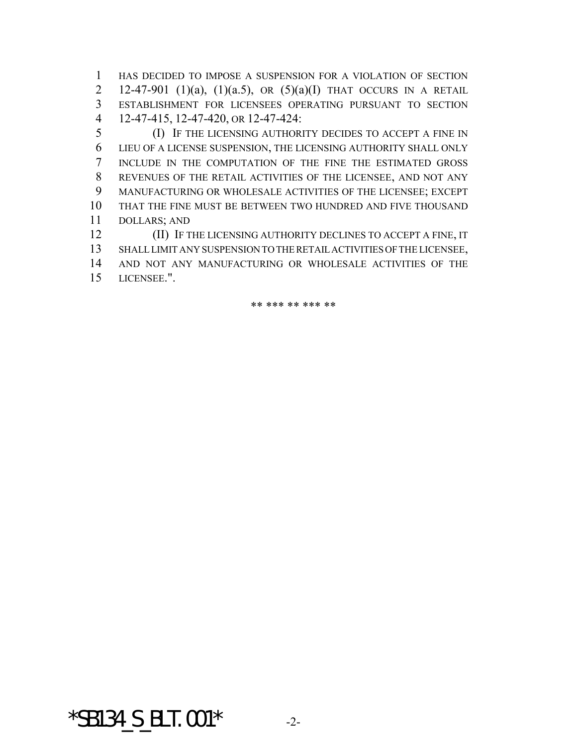HAS DECIDED TO IMPOSE A SUSPENSION FOR A VIOLATION OF SECTION 12-47-901 (1)(a), (1)(a.5), OR (5)(a)(I) THAT OCCURS IN A RETAIL ESTABLISHMENT FOR LICENSEES OPERATING PURSUANT TO SECTION 12-47-415, 12-47-420, OR 12-47-424:

(I) IF THE LICENSING AUTHORITY DECIDES TO ACCEPT A FINE IN LIEU OF A LICENSE SUSPENSION, THE LICENSING AUTHORITY SHALL ONLY INCLUDE IN THE COMPUTATION OF THE FINE THE ESTIMATED GROSS REVENUES OF THE RETAIL ACTIVITIES OF THE LICENSEE, AND NOT ANY MANUFACTURING OR WHOLESALE ACTIVITIES OF THE LICENSEE; EXCEPT THAT THE FINE MUST BE BETWEEN TWO HUNDRED AND FIVE THOUSAND DOLLARS; AND

(II) IF THE LICENSING AUTHORITY DECLINES TO ACCEPT A FINE, IT SHALL LIMIT ANY SUSPENSION TO THE RETAIL ACTIVITIES OF THE LICENSEE, AND NOT ANY MANUFACTURING OR WHOLESALE ACTIVITIES OF THE LICENSEE.".

** *** ** *** **

*SB134_S_BLT.001*